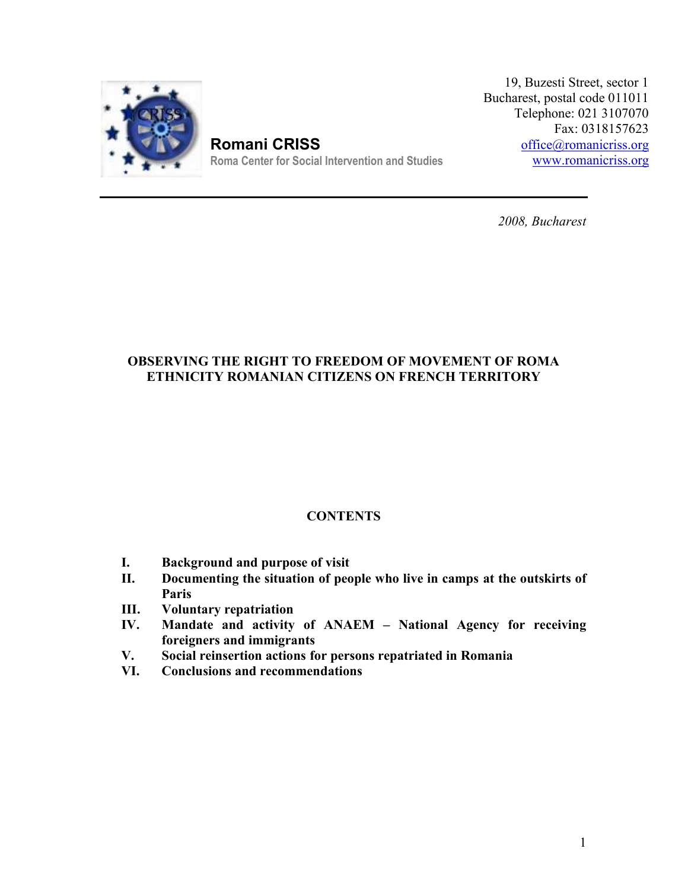**Romani CRISS**
Roma Center for Social Intervention and Studies

19, Buzesti Street, sector 1
Bucharest, postal code 011011
Telephone: 021 3107070
Fax: 0318157623
office@romanicriss.org
www.romanicriss.org

*2008, Bucharest*

# OBSERVING THE RIGHT TO FREEDOM OF MOVEMENT OF ROMA ETHNICITY ROMANIAN CITIZENS ON FRENCH TERRITORY

## CONTENTS

- **I. Background and purpose of visit**
- **II. Documenting the situation of people who live in camps at the outskirts of Paris**
- **III. Voluntary repatriation**
- **IV. Mandate and activity of ANAEM – National Agency for receiving foreigners and immigrants**
- **V. Social reinsertion actions for persons repatriated in Romania**
- **VI. Conclusions and recommendations**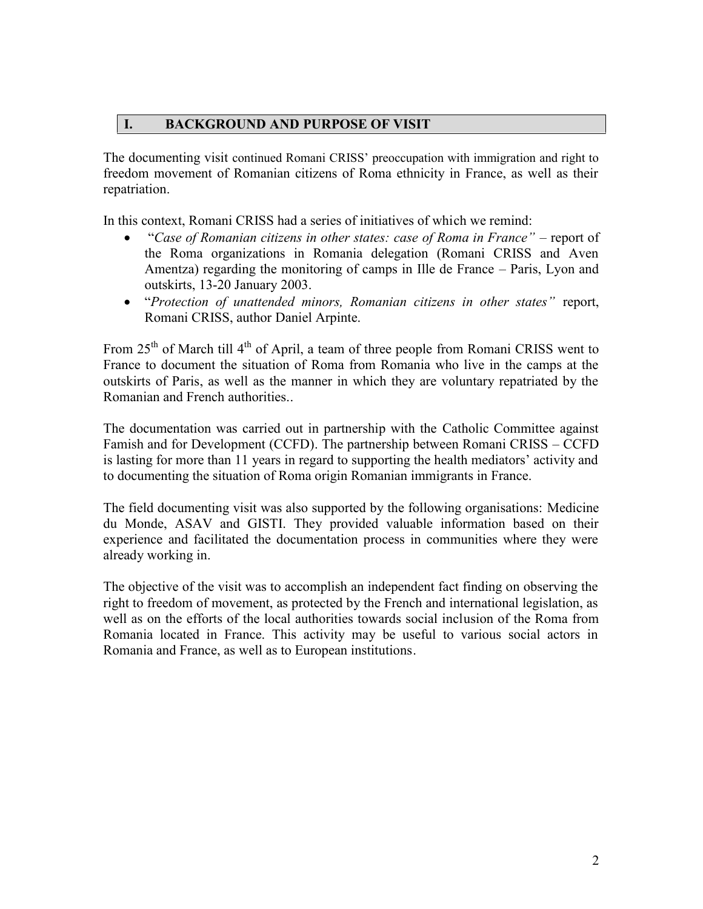## I. BACKGROUND AND PURPOSE OF VISIT

The documenting visit continued Romani CRISS' preoccupation with immigration and right to freedom movement of Romanian citizens of Roma ethnicity in France, as well as their repatriation.

In this context, Romani CRISS had a series of initiatives of which we remind:

- "*Case of Romanian citizens in other states: case of Roma in France"* – report of the Roma organizations in Romania delegation (Romani CRISS and Aven Amentza) regarding the monitoring of camps in Ille de France – Paris, Lyon and outskirts, 13-20 January 2003.
- "*Protection of unattended minors, Romanian citizens in other states"* report, Romani CRISS, author Daniel Arpinte.

From 25th of March till 4th of April, a team of three people from Romani CRISS went to France to document the situation of Roma from Romania who live in the camps at the outskirts of Paris, as well as the manner in which they are voluntary repatriated by the Romanian and French authorities..

The documentation was carried out in partnership with the Catholic Committee against Famish and for Development (CCFD). The partnership between Romani CRISS – CCFD is lasting for more than 11 years in regard to supporting the health mediators' activity and to documenting the situation of Roma origin Romanian immigrants in France.

The field documenting visit was also supported by the following organisations: Medicine du Monde, ASAV and GISTI. They provided valuable information based on their experience and facilitated the documentation process in communities where they were already working in.

The objective of the visit was to accomplish an independent fact finding on observing the right to freedom of movement, as protected by the French and international legislation, as well as on the efforts of the local authorities towards social inclusion of the Roma from Romania located in France. This activity may be useful to various social actors in Romania and France, as well as to European institutions.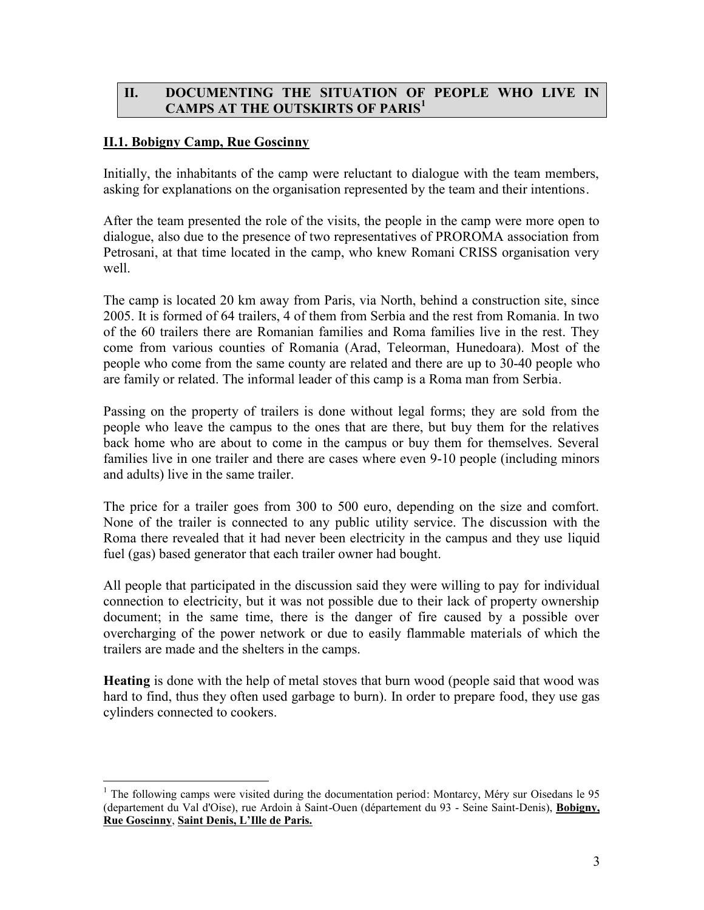## II. DOCUMENTING THE SITUATION OF PEOPLE WHO LIVE IN CAMPS AT THE OUTSKIRTS OF PARIS[1]

### II.1. Bobigny Camp, Rue Goscinny

Initially, the inhabitants of the camp were reluctant to dialogue with the team members, asking for explanations on the organisation represented by the team and their intentions.

After the team presented the role of the visits, the people in the camp were more open to dialogue, also due to the presence of two representatives of PROROMA association from Petrosani, at that time located in the camp, who knew Romani CRISS organisation very well.

The camp is located 20 km away from Paris, via North, behind a construction site, since 2005. It is formed of 64 trailers, 4 of them from Serbia and the rest from Romania. In two of the 60 trailers there are Romanian families and Roma families live in the rest. They come from various counties of Romania (Arad, Teleorman, Hunedoara). Most of the people who come from the same county are related and there are up to 30-40 people who are family or related. The informal leader of this camp is a Roma man from Serbia.

Passing on the property of trailers is done without legal forms; they are sold from the people who leave the campus to the ones that are there, but buy them for the relatives back home who are about to come in the campus or buy them for themselves. Several families live in one trailer and there are cases where even 9-10 people (including minors and adults) live in the same trailer.

The price for a trailer goes from 300 to 500 euro, depending on the size and comfort. None of the trailer is connected to any public utility service. The discussion with the Roma there revealed that it had never been electricity in the campus and they use liquid fuel (gas) based generator that each trailer owner had bought.

All people that participated in the discussion said they were willing to pay for individual connection to electricity, but it was not possible due to their lack of property ownership document; in the same time, there is the danger of fire caused by a possible over overcharging of the power network or due to easily flammable materials of which the trailers are made and the shelters in the camps.

**Heating** is done with the help of metal stoves that burn wood (people said that wood was hard to find, thus they often used garbage to burn). In order to prepare food, they use gas cylinders connected to cookers.

---

[1] The following camps were visited during the documentation period: Montarcy, Méry sur Oisedans le 95 (departement du Val d'Oise), rue Ardoin à Saint-Ouen (département du 93 - Seine Saint-Denis), **Bobigny, Rue Goscinny**, **Saint Denis, L'Ille de Paris.**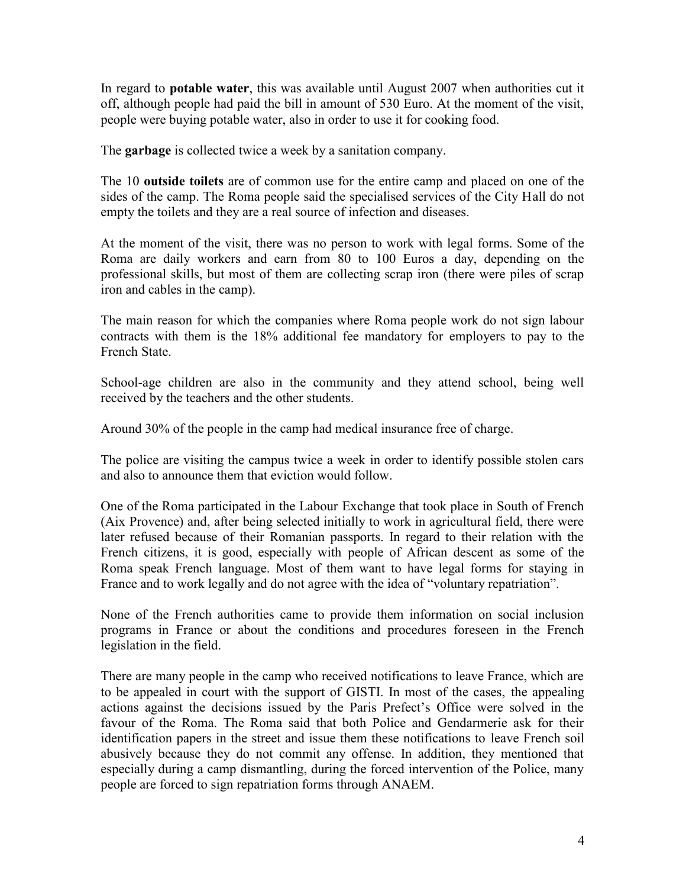In regard to **potable water**, this was available until August 2007 when authorities cut it off, although people had paid the bill in amount of 530 Euro. At the moment of the visit, people were buying potable water, also in order to use it for cooking food.

The **garbage** is collected twice a week by a sanitation company.

The 10 **outside toilets** are of common use for the entire camp and placed on one of the sides of the camp. The Roma people said the specialised services of the City Hall do not empty the toilets and they are a real source of infection and diseases.

At the moment of the visit, there was no person to work with legal forms. Some of the Roma are daily workers and earn from 80 to 100 Euros a day, depending on the professional skills, but most of them are collecting scrap iron (there were piles of scrap iron and cables in the camp).

The main reason for which the companies where Roma people work do not sign labour contracts with them is the 18% additional fee mandatory for employers to pay to the French State.

School-age children are also in the community and they attend school, being well received by the teachers and the other students.

Around 30% of the people in the camp had medical insurance free of charge.

The police are visiting the campus twice a week in order to identify possible stolen cars and also to announce them that eviction would follow.

One of the Roma participated in the Labour Exchange that took place in South of French (Aix Provence) and, after being selected initially to work in agricultural field, there were later refused because of their Romanian passports. In regard to their relation with the French citizens, it is good, especially with people of African descent as some of the Roma speak French language. Most of them want to have legal forms for staying in France and to work legally and do not agree with the idea of "voluntary repatriation".

None of the French authorities came to provide them information on social inclusion programs in France or about the conditions and procedures foreseen in the French legislation in the field.

There are many people in the camp who received notifications to leave France, which are to be appealed in court with the support of GISTI. In most of the cases, the appealing actions against the decisions issued by the Paris Prefect's Office were solved in the favour of the Roma. The Roma said that both Police and Gendarmerie ask for their identification papers in the street and issue them these notifications to leave French soil abusively because they do not commit any offense. In addition, they mentioned that especially during a camp dismantling, during the forced intervention of the Police, many people are forced to sign repatriation forms through ANAEM.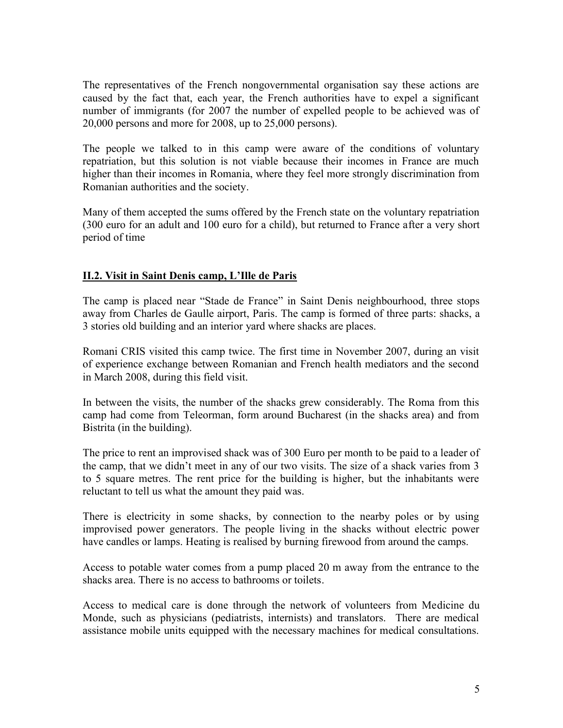The representatives of the French nongovernmental organisation say these actions are caused by the fact that, each year, the French authorities have to expel a significant number of immigrants (for 2007 the number of expelled people to be achieved was of 20,000 persons and more for 2008, up to 25,000 persons).

The people we talked to in this camp were aware of the conditions of voluntary repatriation, but this solution is not viable because their incomes in France are much higher than their incomes in Romania, where they feel more strongly discrimination from Romanian authorities and the society.

Many of them accepted the sums offered by the French state on the voluntary repatriation (300 euro for an adult and 100 euro for a child), but returned to France after a very short period of time

### II.2. Visit in Saint Denis camp, L'Ille de Paris

The camp is placed near "Stade de France" in Saint Denis neighbourhood, three stops away from Charles de Gaulle airport, Paris. The camp is formed of three parts: shacks, a 3 stories old building and an interior yard where shacks are places.

Romani CRIS visited this camp twice. The first time in November 2007, during an visit of experience exchange between Romanian and French health mediators and the second in March 2008, during this field visit.

In between the visits, the number of the shacks grew considerably. The Roma from this camp had come from Teleorman, form around Bucharest (in the shacks area) and from Bistrita (in the building).

The price to rent an improvised shack was of 300 Euro per month to be paid to a leader of the camp, that we didn't meet in any of our two visits. The size of a shack varies from 3 to 5 square metres. The rent price for the building is higher, but the inhabitants were reluctant to tell us what the amount they paid was.

There is electricity in some shacks, by connection to the nearby poles or by using improvised power generators. The people living in the shacks without electric power have candles or lamps. Heating is realised by burning firewood from around the camps.

Access to potable water comes from a pump placed 20 m away from the entrance to the shacks area. There is no access to bathrooms or toilets.

Access to medical care is done through the network of volunteers from Medicine du Monde, such as physicians (pediatrists, internists) and translators. There are medical assistance mobile units equipped with the necessary machines for medical consultations.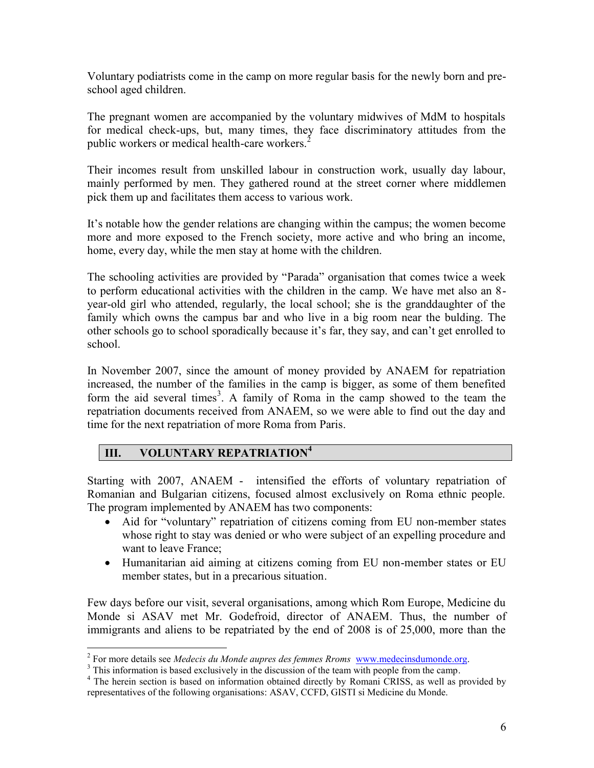Voluntary podiatrists come in the camp on more regular basis for the newly born and pre-school aged children.

The pregnant women are accompanied by the voluntary midwives of MdM to hospitals for medical check-ups, but, many times, they face discriminatory attitudes from the public workers or medical health-care workers.[2]

Their incomes result from unskilled labour in construction work, usually day labour, mainly performed by men. They gathered round at the street corner where middlemen pick them up and facilitates them access to various work.

It's notable how the gender relations are changing within the campus; the women become more and more exposed to the French society, more active and who bring an income, home, every day, while the men stay at home with the children.

The schooling activities are provided by "Parada" organisation that comes twice a week to perform educational activities with the children in the camp. We have met also an 8-year-old girl who attended, regularly, the local school; she is the granddaughter of the family which owns the campus bar and who live in a big room near the bulding. The other schools go to school sporadically because it's far, they say, and can't get enrolled to school.

In November 2007, since the amount of money provided by ANAEM for repatriation increased, the number of the families in the camp is bigger, as some of them benefited form the aid several times[3]. A family of Roma in the camp showed to the team the repatriation documents received from ANAEM, so we were able to find out the day and time for the next repatriation of more Roma from Paris.

## III. VOLUNTARY REPATRIATION[4]

Starting with 2007, ANAEM - intensified the efforts of voluntary repatriation of Romanian and Bulgarian citizens, focused almost exclusively on Roma ethnic people. The program implemented by ANAEM has two components:

- Aid for "voluntary" repatriation of citizens coming from EU non-member states whose right to stay was denied or who were subject of an expelling procedure and want to leave France;
- Humanitarian aid aiming at citizens coming from EU non-member states or EU member states, but in a precarious situation.

Few days before our visit, several organisations, among which Rom Europe, Medicine du Monde si ASAV met Mr. Godefroid, director of ANAEM. Thus, the number of immigrants and aliens to be repatriated by the end of 2008 is of 25,000, more than the

---

[2] For more details see *Medecis du Monde aupres des femmes Rroms* www.medecinsdumonde.org.

[3] This information is based exclusively in the discussion of the team with people from the camp.

[4] The herein section is based on information obtained directly by Romani CRISS, as well as provided by representatives of the following organisations: ASAV, CCFD, GISTI si Medicine du Monde.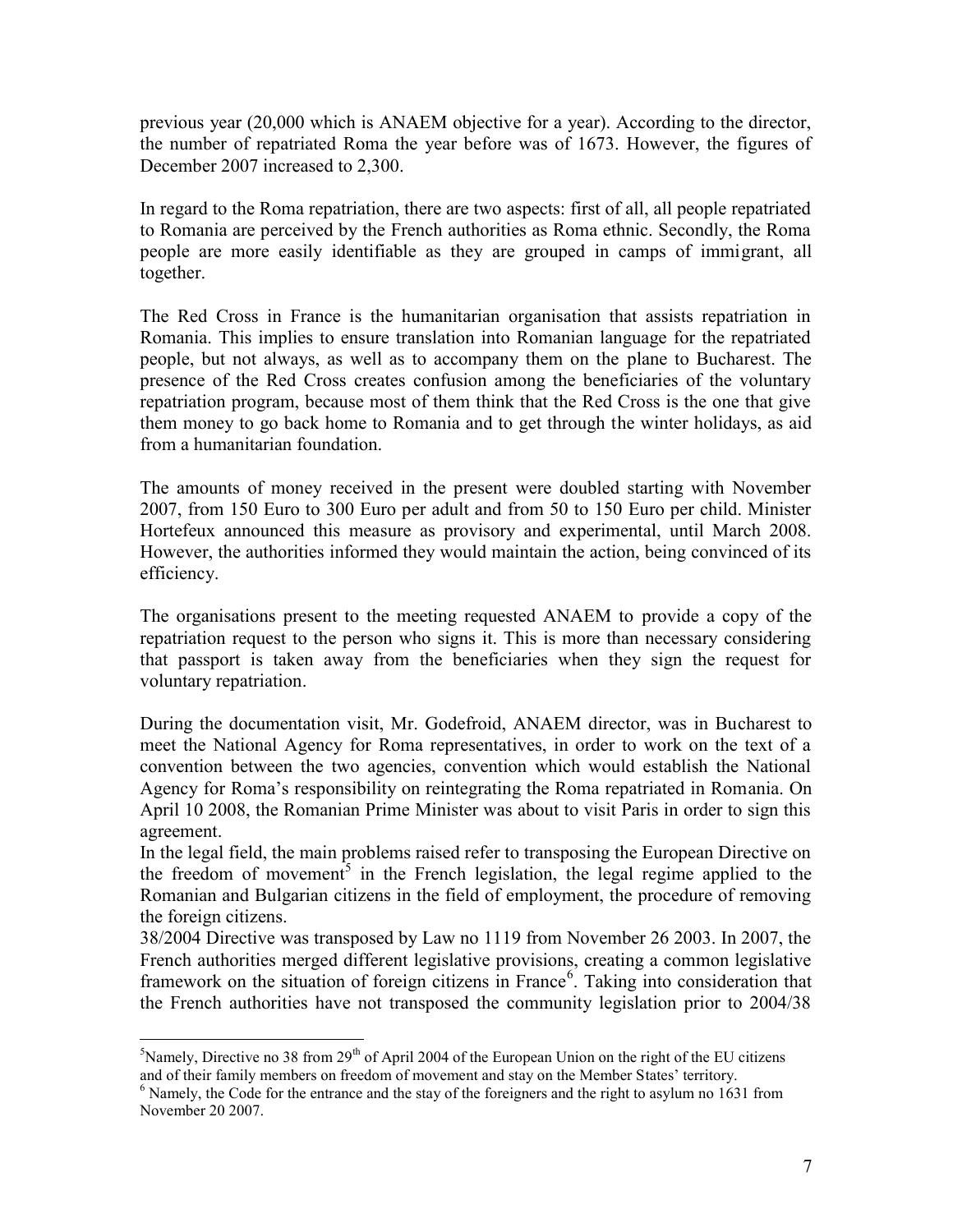previous year (20,000 which is ANAEM objective for a year). According to the director, the number of repatriated Roma the year before was of 1673. However, the figures of December 2007 increased to 2,300.

In regard to the Roma repatriation, there are two aspects: first of all, all people repatriated to Romania are perceived by the French authorities as Roma ethnic. Secondly, the Roma people are more easily identifiable as they are grouped in camps of immigrant, all together.

The Red Cross in France is the humanitarian organisation that assists repatriation in Romania. This implies to ensure translation into Romanian language for the repatriated people, but not always, as well as to accompany them on the plane to Bucharest. The presence of the Red Cross creates confusion among the beneficiaries of the voluntary repatriation program, because most of them think that the Red Cross is the one that give them money to go back home to Romania and to get through the winter holidays, as aid from a humanitarian foundation.

The amounts of money received in the present were doubled starting with November 2007, from 150 Euro to 300 Euro per adult and from 50 to 150 Euro per child. Minister Hortefeux announced this measure as provisory and experimental, until March 2008. However, the authorities informed they would maintain the action, being convinced of its efficiency.

The organisations present to the meeting requested ANAEM to provide a copy of the repatriation request to the person who signs it. This is more than necessary considering that passport is taken away from the beneficiaries when they sign the request for voluntary repatriation.

During the documentation visit, Mr. Godefroid, ANAEM director, was in Bucharest to meet the National Agency for Roma representatives, in order to work on the text of a convention between the two agencies, convention which would establish the National Agency for Roma's responsibility on reintegrating the Roma repatriated in Romania. On April 10 2008, the Romanian Prime Minister was about to visit Paris in order to sign this agreement.

In the legal field, the main problems raised refer to transposing the European Directive on the freedom of movement[5] in the French legislation, the legal regime applied to the Romanian and Bulgarian citizens in the field of employment, the procedure of removing the foreign citizens.

38/2004 Directive was transposed by Law no 1119 from November 26 2003. In 2007, the French authorities merged different legislative provisions, creating a common legislative framework on the situation of foreign citizens in France[6]. Taking into consideration that the French authorities have not transposed the community legislation prior to 2004/38

---

[5] Namely, Directive no 38 from 29th of April 2004 of the European Union on the right of the EU citizens and of their family members on freedom of movement and stay on the Member States' territory.

[6] Namely, the Code for the entrance and the stay of the foreigners and the right to asylum no 1631 from November 20 2007.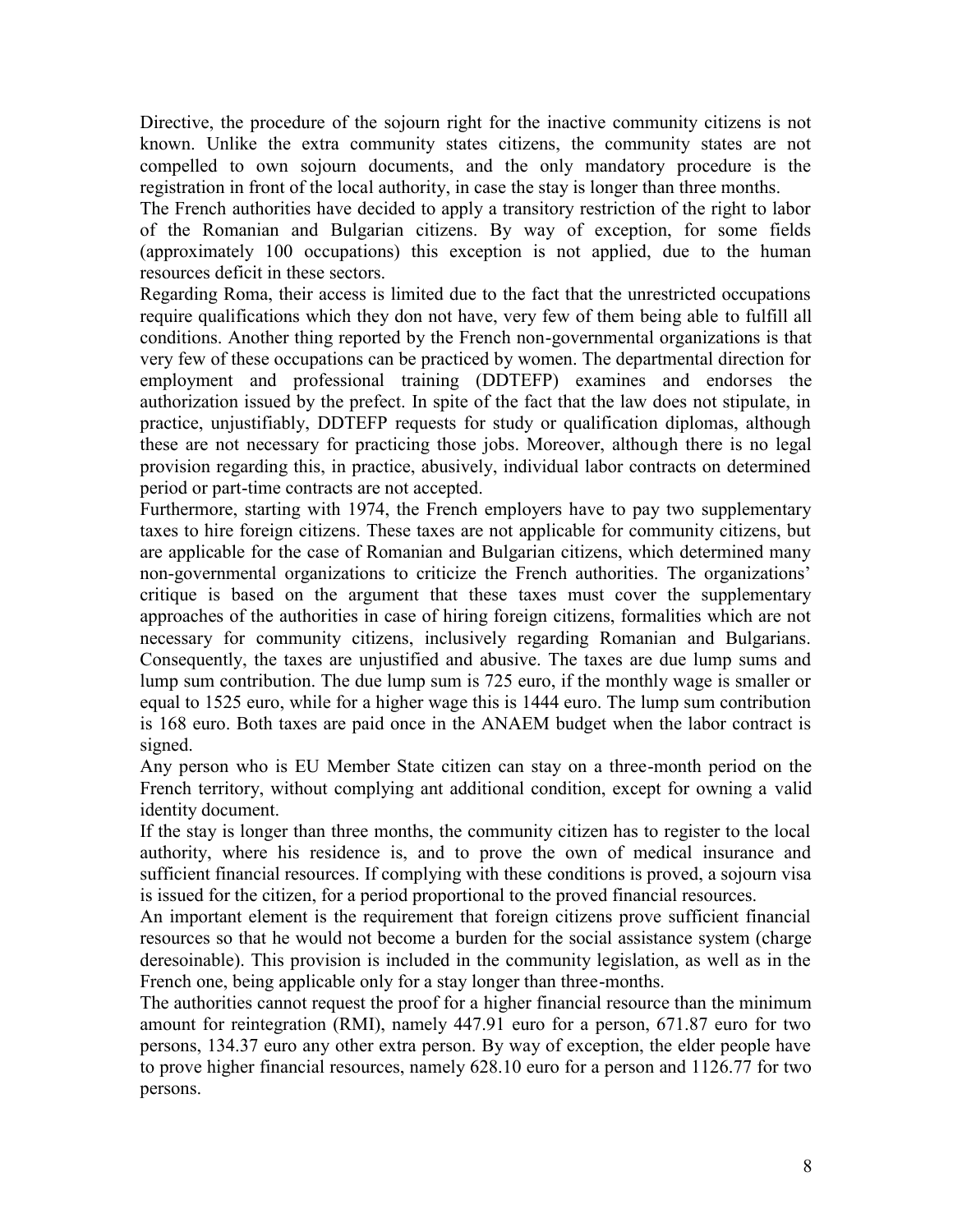Directive, the procedure of the sojourn right for the inactive community citizens is not known. Unlike the extra community states citizens, the community states are not compelled to own sojourn documents, and the only mandatory procedure is the registration in front of the local authority, in case the stay is longer than three months.

The French authorities have decided to apply a transitory restriction of the right to labor of the Romanian and Bulgarian citizens. By way of exception, for some fields (approximately 100 occupations) this exception is not applied, due to the human resources deficit in these sectors.

Regarding Roma, their access is limited due to the fact that the unrestricted occupations require qualifications which they don not have, very few of them being able to fulfill all conditions. Another thing reported by the French non-governmental organizations is that very few of these occupations can be practiced by women. The departmental direction for employment and professional training (DDTEFP) examines and endorses the authorization issued by the prefect. In spite of the fact that the law does not stipulate, in practice, unjustifiably, DDTEFP requests for study or qualification diplomas, although these are not necessary for practicing those jobs. Moreover, although there is no legal provision regarding this, in practice, abusively, individual labor contracts on determined period or part-time contracts are not accepted.

Furthermore, starting with 1974, the French employers have to pay two supplementary taxes to hire foreign citizens. These taxes are not applicable for community citizens, but are applicable for the case of Romanian and Bulgarian citizens, which determined many non-governmental organizations to criticize the French authorities. The organizations' critique is based on the argument that these taxes must cover the supplementary approaches of the authorities in case of hiring foreign citizens, formalities which are not necessary for community citizens, inclusively regarding Romanian and Bulgarians. Consequently, the taxes are unjustified and abusive. The taxes are due lump sums and lump sum contribution. The due lump sum is 725 euro, if the monthly wage is smaller or equal to 1525 euro, while for a higher wage this is 1444 euro. The lump sum contribution is 168 euro. Both taxes are paid once in the ANAEM budget when the labor contract is signed.

Any person who is EU Member State citizen can stay on a three-month period on the French territory, without complying ant additional condition, except for owning a valid identity document.

If the stay is longer than three months, the community citizen has to register to the local authority, where his residence is, and to prove the own of medical insurance and sufficient financial resources. If complying with these conditions is proved, a sojourn visa is issued for the citizen, for a period proportional to the proved financial resources.

An important element is the requirement that foreign citizens prove sufficient financial resources so that he would not become a burden for the social assistance system (charge deresoinable). This provision is included in the community legislation, as well as in the French one, being applicable only for a stay longer than three-months.

The authorities cannot request the proof for a higher financial resource than the minimum amount for reintegration (RMI), namely 447.91 euro for a person, 671.87 euro for two persons, 134.37 euro any other extra person. By way of exception, the elder people have to prove higher financial resources, namely 628.10 euro for a person and 1126.77 for two persons.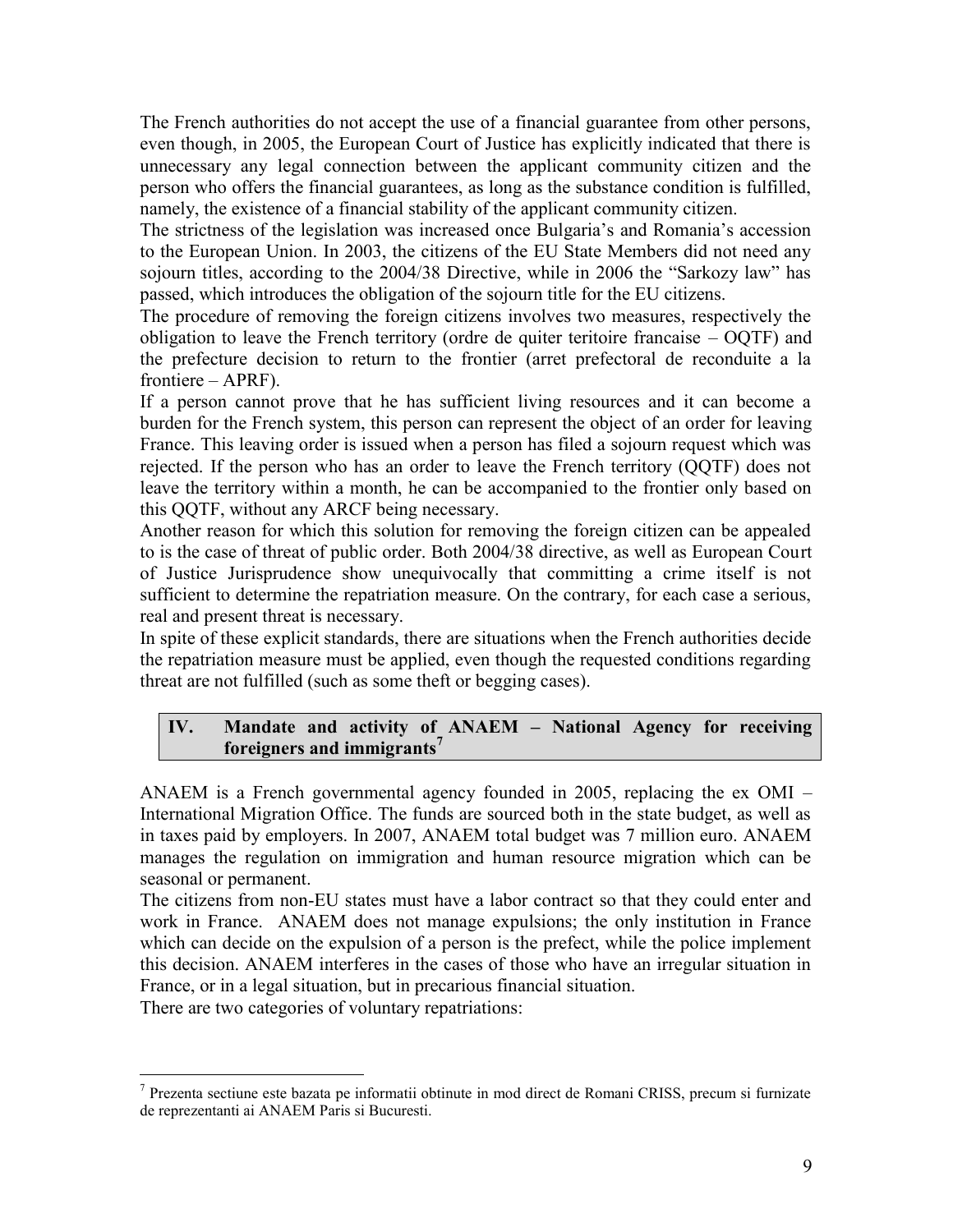The French authorities do not accept the use of a financial guarantee from other persons, even though, in 2005, the European Court of Justice has explicitly indicated that there is unnecessary any legal connection between the applicant community citizen and the person who offers the financial guarantees, as long as the substance condition is fulfilled, namely, the existence of a financial stability of the applicant community citizen.

The strictness of the legislation was increased once Bulgaria's and Romania's accession to the European Union. In 2003, the citizens of the EU State Members did not need any sojourn titles, according to the 2004/38 Directive, while in 2006 the "Sarkozy law" has passed, which introduces the obligation of the sojourn title for the EU citizens.

The procedure of removing the foreign citizens involves two measures, respectively the obligation to leave the French territory (ordre de quiter teritoire francaise – OQTF) and the prefecture decision to return to the frontier (arret prefectoral de reconduite a la frontiere – APRF).

If a person cannot prove that he has sufficient living resources and it can become a burden for the French system, this person can represent the object of an order for leaving France. This leaving order is issued when a person has filed a sojourn request which was rejected. If the person who has an order to leave the French territory (QQTF) does not leave the territory within a month, he can be accompanied to the frontier only based on this QQTF, without any ARCF being necessary.

Another reason for which this solution for removing the foreign citizen can be appealed to is the case of threat of public order. Both 2004/38 directive, as well as European Court of Justice Jurisprudence show unequivocally that committing a crime itself is not sufficient to determine the repatriation measure. On the contrary, for each case a serious, real and present threat is necessary.

In spite of these explicit standards, there are situations when the French authorities decide the repatriation measure must be applied, even though the requested conditions regarding threat are not fulfilled (such as some theft or begging cases).

## IV. Mandate and activity of ANAEM – National Agency for receiving foreigners and immigrants[7]

ANAEM is a French governmental agency founded in 2005, replacing the ex OMI – International Migration Office. The funds are sourced both in the state budget, as well as in taxes paid by employers. In 2007, ANAEM total budget was 7 million euro. ANAEM manages the regulation on immigration and human resource migration which can be seasonal or permanent.

The citizens from non-EU states must have a labor contract so that they could enter and work in France. ANAEM does not manage expulsions; the only institution in France which can decide on the expulsion of a person is the prefect, while the police implement this decision. ANAEM interferes in the cases of those who have an irregular situation in France, or in a legal situation, but in precarious financial situation.

There are two categories of voluntary repatriations:

---

[7] Prezenta sectiune este bazata pe informatii obtinute in mod direct de Romani CRISS, precum si furnizate de reprezentanti ai ANAEM Paris si Bucuresti.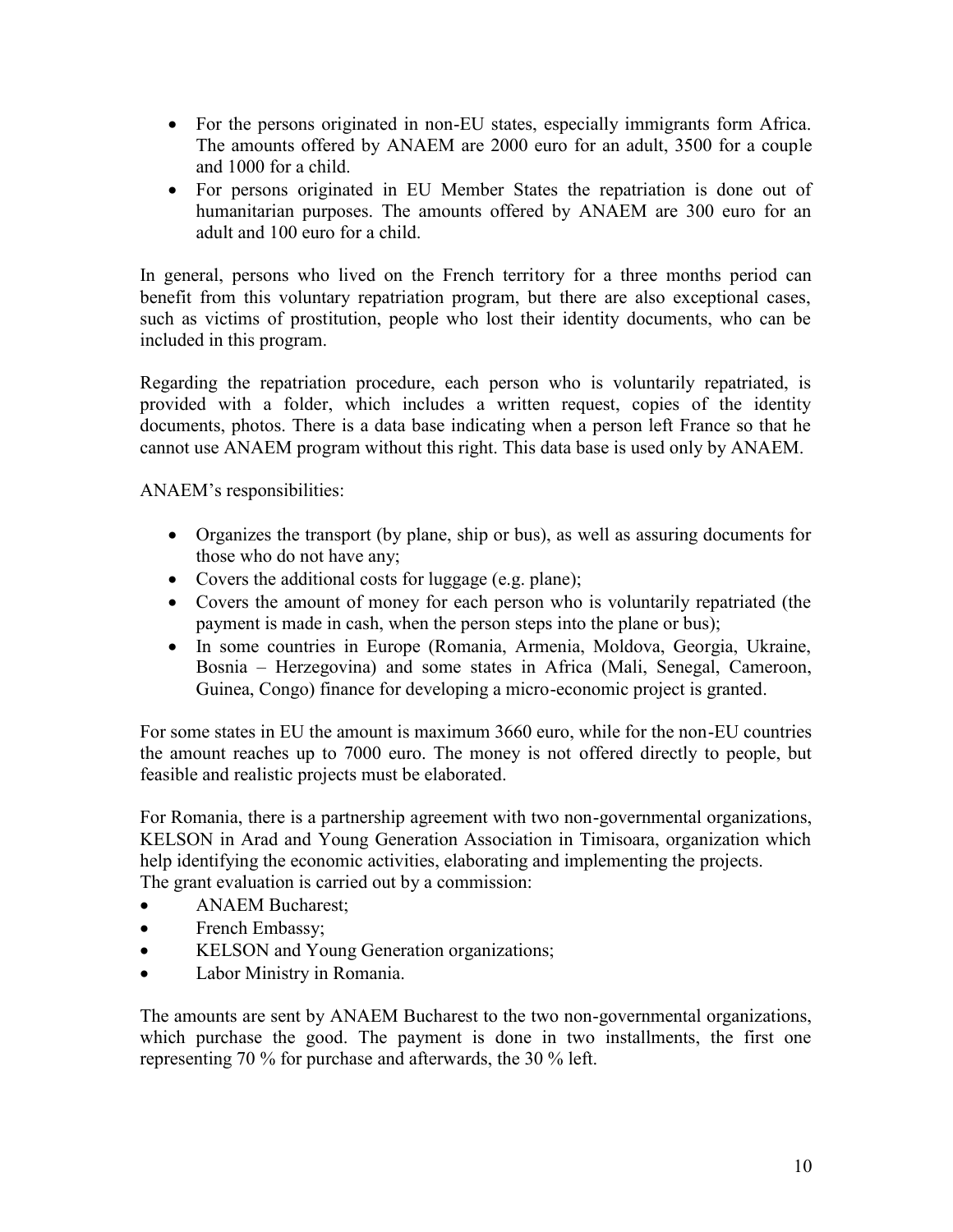- For the persons originated in non-EU states, especially immigrants form Africa. The amounts offered by ANAEM are 2000 euro for an adult, 3500 for a couple and 1000 for a child.
- For persons originated in EU Member States the repatriation is done out of humanitarian purposes. The amounts offered by ANAEM are 300 euro for an adult and 100 euro for a child.

In general, persons who lived on the French territory for a three months period can benefit from this voluntary repatriation program, but there are also exceptional cases, such as victims of prostitution, people who lost their identity documents, who can be included in this program.

Regarding the repatriation procedure, each person who is voluntarily repatriated, is provided with a folder, which includes a written request, copies of the identity documents, photos. There is a data base indicating when a person left France so that he cannot use ANAEM program without this right. This data base is used only by ANAEM.

ANAEM's responsibilities:

- Organizes the transport (by plane, ship or bus), as well as assuring documents for those who do not have any;
- Covers the additional costs for luggage (e.g. plane);
- Covers the amount of money for each person who is voluntarily repatriated (the payment is made in cash, when the person steps into the plane or bus);
- In some countries in Europe (Romania, Armenia, Moldova, Georgia, Ukraine, Bosnia – Herzegovina) and some states in Africa (Mali, Senegal, Cameroon, Guinea, Congo) finance for developing a micro-economic project is granted.

For some states in EU the amount is maximum 3660 euro, while for the non-EU countries the amount reaches up to 7000 euro. The money is not offered directly to people, but feasible and realistic projects must be elaborated.

For Romania, there is a partnership agreement with two non-governmental organizations, KELSON in Arad and Young Generation Association in Timisoara, organization which help identifying the economic activities, elaborating and implementing the projects.
The grant evaluation is carried out by a commission:

- ANAEM Bucharest;
- French Embassy;
- KELSON and Young Generation organizations;
- Labor Ministry in Romania.

The amounts are sent by ANAEM Bucharest to the two non-governmental organizations, which purchase the good. The payment is done in two installments, the first one representing 70 % for purchase and afterwards, the 30 % left.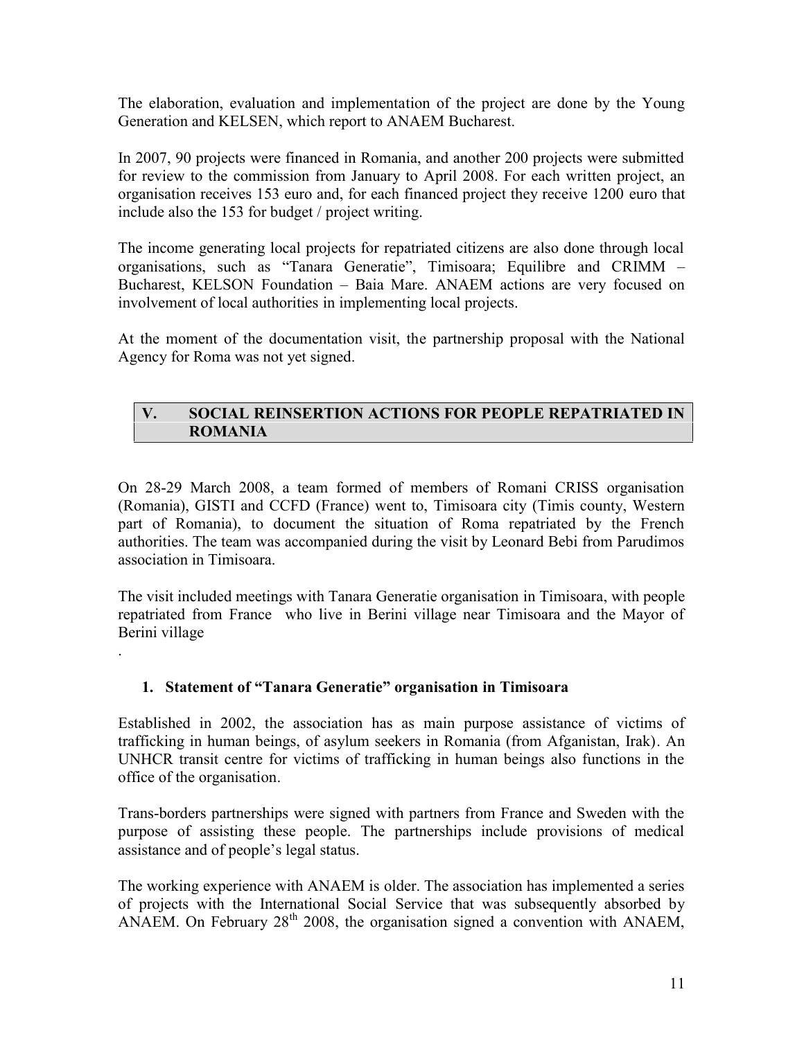The elaboration, evaluation and implementation of the project are done by the Young Generation and KELSEN, which report to ANAEM Bucharest.

In 2007, 90 projects were financed in Romania, and another 200 projects were submitted for review to the commission from January to April 2008. For each written project, an organisation receives 153 euro and, for each financed project they receive 1200 euro that include also the 153 for budget / project writing.

The income generating local projects for repatriated citizens are also done through local organisations, such as "Tanara Generatie", Timisoara; Equilibre and CRIMM – Bucharest, KELSON Foundation – Baia Mare. ANAEM actions are very focused on involvement of local authorities in implementing local projects.

At the moment of the documentation visit, the partnership proposal with the National Agency for Roma was not yet signed.

## V. SOCIAL REINSERTION ACTIONS FOR PEOPLE REPATRIATED IN ROMANIA

On 28-29 March 2008, a team formed of members of Romani CRISS organisation (Romania), GISTI and CCFD (France) went to, Timisoara city (Timis county, Western part of Romania), to document the situation of Roma repatriated by the French authorities. The team was accompanied during the visit by Leonard Bebi from Parudimos association in Timisoara.

The visit included meetings with Tanara Generatie organisation in Timisoara, with people repatriated from France who live in Berini village near Timisoara and the Mayor of Berini village

.

### 1. Statement of "Tanara Generatie" organisation in Timisoara

Established in 2002, the association has as main purpose assistance of victims of trafficking in human beings, of asylum seekers in Romania (from Afganistan, Irak). An UNHCR transit centre for victims of trafficking in human beings also functions in the office of the organisation.

Trans-borders partnerships were signed with partners from France and Sweden with the purpose of assisting these people. The partnerships include provisions of medical assistance and of people's legal status.

The working experience with ANAEM is older. The association has implemented a series of projects with the International Social Service that was subsequently absorbed by ANAEM. On February 28th 2008, the organisation signed a convention with ANAEM,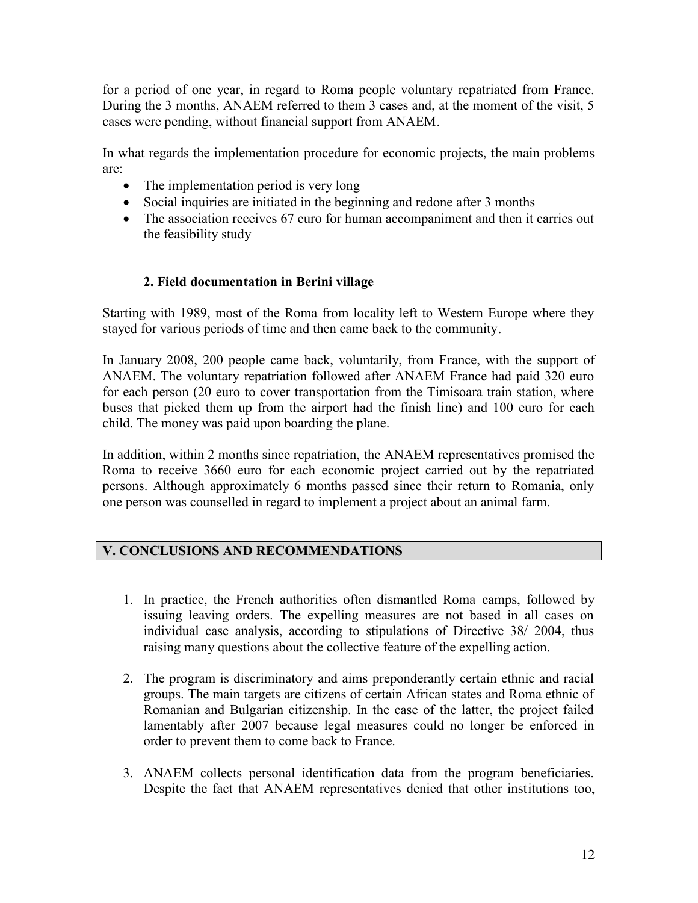for a period of one year, in regard to Roma people voluntary repatriated from France. During the 3 months, ANAEM referred to them 3 cases and, at the moment of the visit, 5 cases were pending, without financial support from ANAEM.

In what regards the implementation procedure for economic projects, the main problems are:

- The implementation period is very long
- Social inquiries are initiated in the beginning and redone after 3 months
- The association receives 67 euro for human accompaniment and then it carries out the feasibility study

### 2. Field documentation in Berini village

Starting with 1989, most of the Roma from locality left to Western Europe where they stayed for various periods of time and then came back to the community.

In January 2008, 200 people came back, voluntarily, from France, with the support of ANAEM. The voluntary repatriation followed after ANAEM France had paid 320 euro for each person (20 euro to cover transportation from the Timisoara train station, where buses that picked them up from the airport had the finish line) and 100 euro for each child. The money was paid upon boarding the plane.

In addition, within 2 months since repatriation, the ANAEM representatives promised the Roma to receive 3660 euro for each economic project carried out by the repatriated persons. Although approximately 6 months passed since their return to Romania, only one person was counselled in regard to implement a project about an animal farm.

## V. CONCLUSIONS AND RECOMMENDATIONS

1. In practice, the French authorities often dismantled Roma camps, followed by issuing leaving orders. The expelling measures are not based in all cases on individual case analysis, according to stipulations of Directive 38/ 2004, thus raising many questions about the collective feature of the expelling action.

2. The program is discriminatory and aims preponderantly certain ethnic and racial groups. The main targets are citizens of certain African states and Roma ethnic of Romanian and Bulgarian citizenship. In the case of the latter, the project failed lamentably after 2007 because legal measures could no longer be enforced in order to prevent them to come back to France.

3. ANAEM collects personal identification data from the program beneficiaries. Despite the fact that ANAEM representatives denied that other institutions too,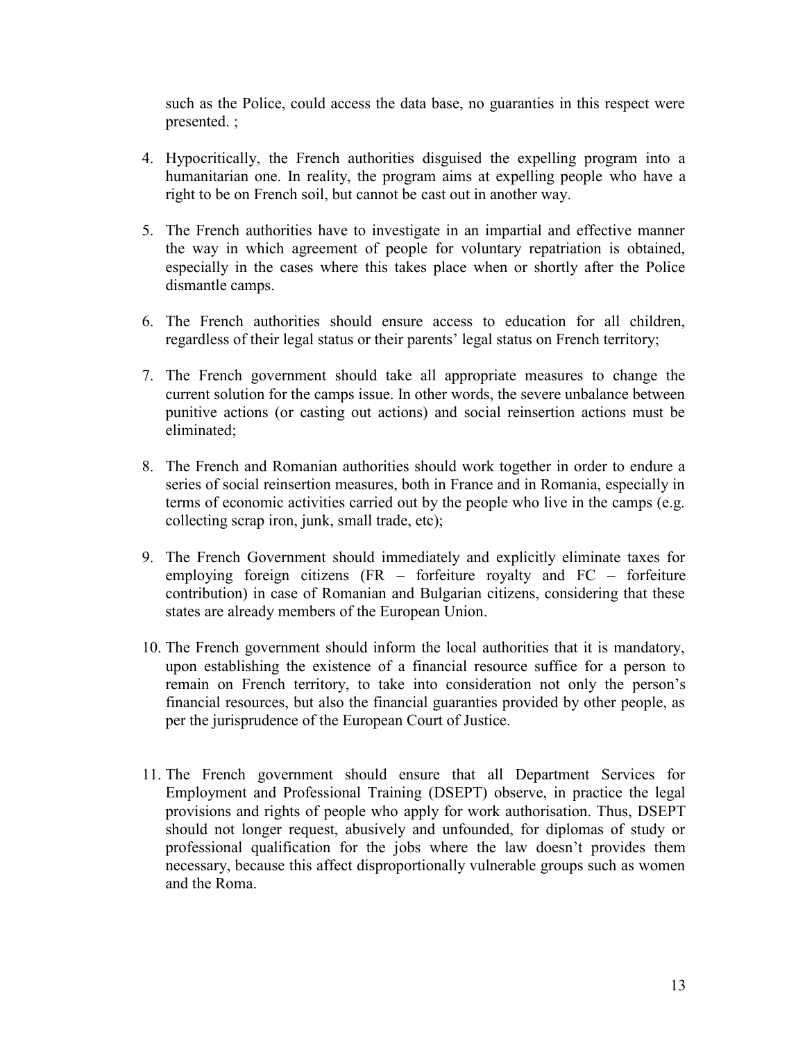such as the Police, could access the data base, no guaranties in this respect were presented. ;

4. Hypocritically, the French authorities disguised the expelling program into a humanitarian one. In reality, the program aims at expelling people who have a right to be on French soil, but cannot be cast out in another way.

5. The French authorities have to investigate in an impartial and effective manner the way in which agreement of people for voluntary repatriation is obtained, especially in the cases where this takes place when or shortly after the Police dismantle camps.

6. The French authorities should ensure access to education for all children, regardless of their legal status or their parents' legal status on French territory;

7. The French government should take all appropriate measures to change the current solution for the camps issue. In other words, the severe unbalance between punitive actions (or casting out actions) and social reinsertion actions must be eliminated;

8. The French and Romanian authorities should work together in order to endure a series of social reinsertion measures, both in France and in Romania, especially in terms of economic activities carried out by the people who live in the camps (e.g. collecting scrap iron, junk, small trade, etc);

9. The French Government should immediately and explicitly eliminate taxes for employing foreign citizens (FR – forfeiture royalty and FC – forfeiture contribution) in case of Romanian and Bulgarian citizens, considering that these states are already members of the European Union.

10. The French government should inform the local authorities that it is mandatory, upon establishing the existence of a financial resource suffice for a person to remain on French territory, to take into consideration not only the person's financial resources, but also the financial guaranties provided by other people, as per the jurisprudence of the European Court of Justice.

11. The French government should ensure that all Department Services for Employment and Professional Training (DSEPT) observe, in practice the legal provisions and rights of people who apply for work authorisation. Thus, DSEPT should not longer request, abusively and unfounded, for diplomas of study or professional qualification for the jobs where the law doesn't provides them necessary, because this affect disproportionally vulnerable groups such as women and the Roma.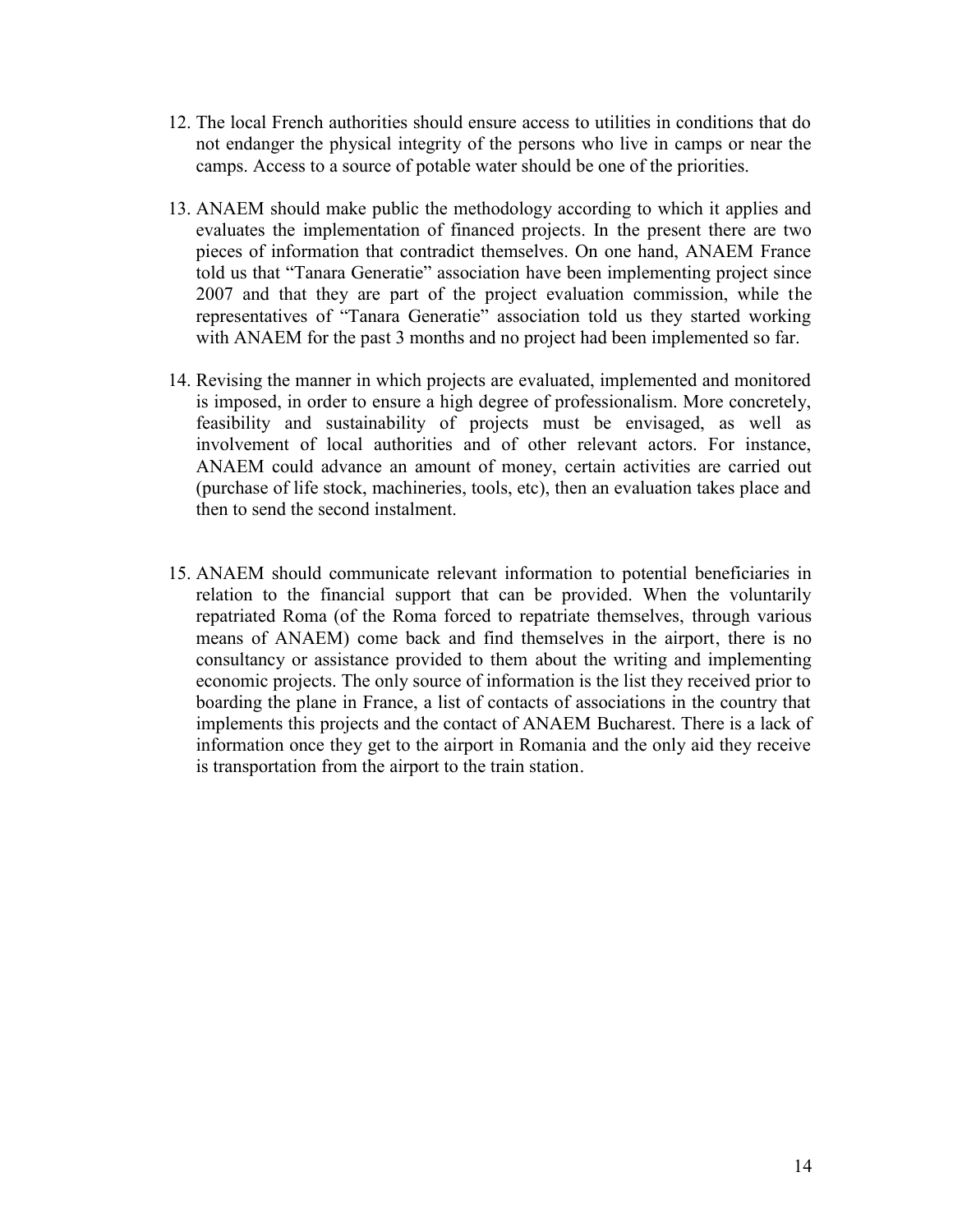12. The local French authorities should ensure access to utilities in conditions that do not endanger the physical integrity of the persons who live in camps or near the camps. Access to a source of potable water should be one of the priorities.

13. ANAEM should make public the methodology according to which it applies and evaluates the implementation of financed projects. In the present there are two pieces of information that contradict themselves. On one hand, ANAEM France told us that "Tanara Generatie" association have been implementing project since 2007 and that they are part of the project evaluation commission, while the representatives of "Tanara Generatie" association told us they started working with ANAEM for the past 3 months and no project had been implemented so far.

14. Revising the manner in which projects are evaluated, implemented and monitored is imposed, in order to ensure a high degree of professionalism. More concretely, feasibility and sustainability of projects must be envisaged, as well as involvement of local authorities and of other relevant actors. For instance, ANAEM could advance an amount of money, certain activities are carried out (purchase of life stock, machineries, tools, etc), then an evaluation takes place and then to send the second instalment.

15. ANAEM should communicate relevant information to potential beneficiaries in relation to the financial support that can be provided. When the voluntarily repatriated Roma (of the Roma forced to repatriate themselves, through various means of ANAEM) come back and find themselves in the airport, there is no consultancy or assistance provided to them about the writing and implementing economic projects. The only source of information is the list they received prior to boarding the plane in France, a list of contacts of associations in the country that implements this projects and the contact of ANAEM Bucharest. There is a lack of information once they get to the airport in Romania and the only aid they receive is transportation from the airport to the train station.